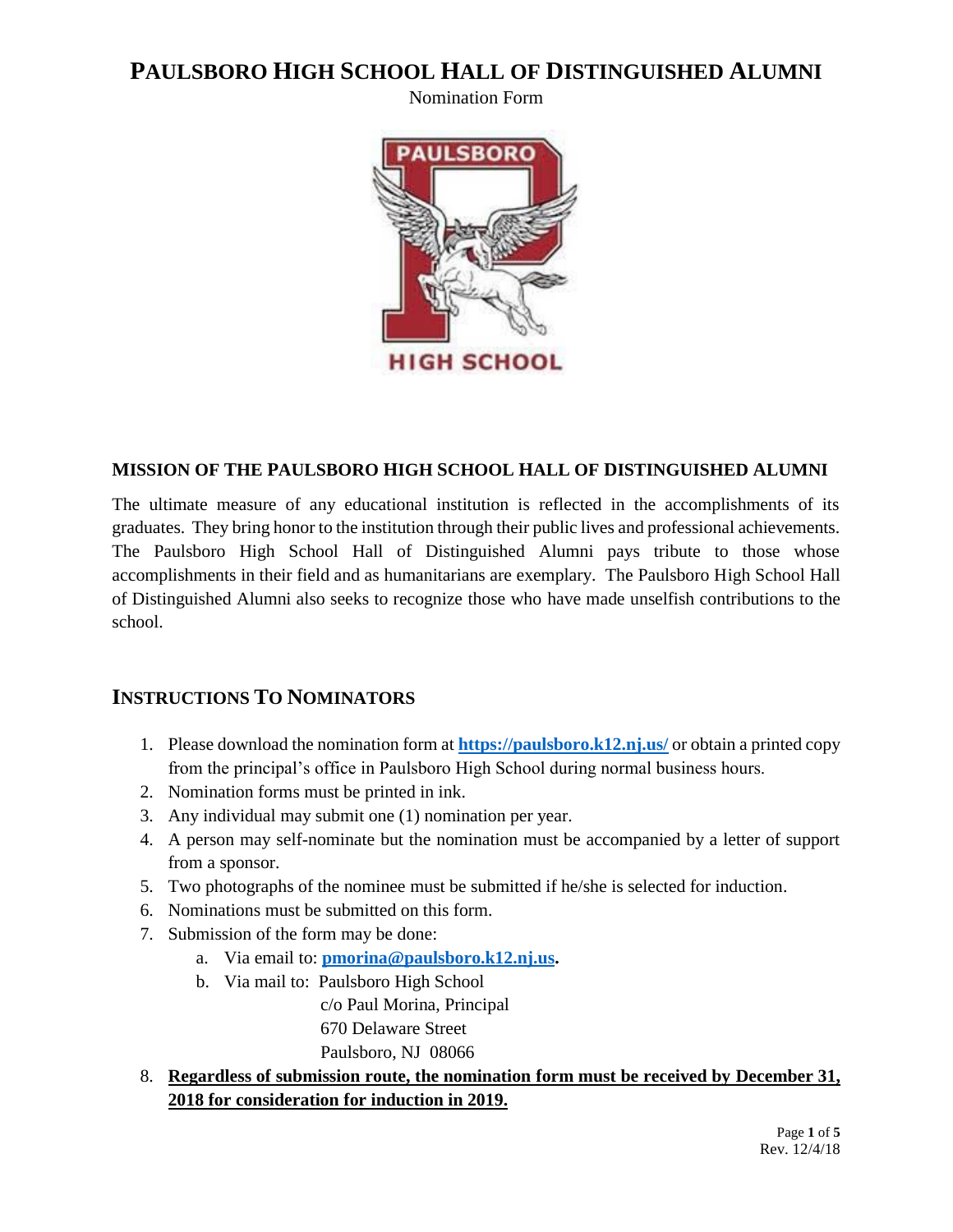# PAULSBORO HIGH SCHOOL HALL OF DISTINGUISHED ALUMNI

Nomination Form

## MISSION OF THE PAULSBORO HIGH SCHOOL HALL OF DISTINGUISHED ALUMNI

The ultimate measure of any educational institution is reflected in the accomplishments of its graduates. They bring honor to the institution through their public lives and professional achievements. The Paulsboro High School Hall of Distinguished Alumni pays tribute to those whose accomplishments in their field and as humanitarians are exemplary. The Paulsboro High School Hall of Distinguished Alumni also seeks to recognize those who have made unselfish contributions to the school.

## INSTRUCTIONS TO NOMINATORS

1. Please download the nomination form at **https://paulsboro.k12.nj.us/** or obtain a printed copy from the principal's office in Paulsboro High School during normal business hours.
2. Nomination forms must be printed in ink.
3. Any individual may submit one (1) nomination per year.
4. A person may self-nominate but the nomination must be accompanied by a letter of support from a sponsor.
5. Two photographs of the nominee must be submitted if he/she is selected for induction.
6. Nominations must be submitted on this form.
7. Submission of the form may be done:
   a. Via email to: **pmorina@paulsboro.k12.nj.us.**
   b. Via mail to: Paulsboro High School
      c/o Paul Morina, Principal
      670 Delaware Street
      Paulsboro, NJ 08066
8. **Regardless of submission route, the nomination form must be received by December 31, 2018 for consideration for induction in 2019.**

Rev. 12/4/18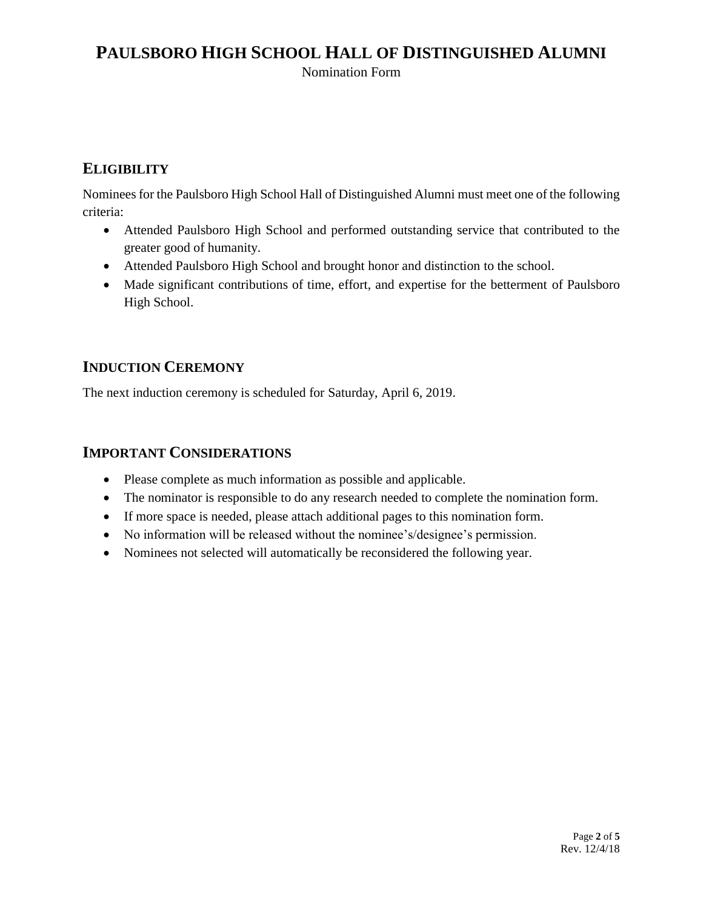# PAULSBORO HIGH SCHOOL HALL OF DISTINGUISHED ALUMNI

Nomination Form

## ELIGIBILITY

Nominees for the Paulsboro High School Hall of Distinguished Alumni must meet one of the following criteria:

- Attended Paulsboro High School and performed outstanding service that contributed to the greater good of humanity.
- Attended Paulsboro High School and brought honor and distinction to the school.
- Made significant contributions of time, effort, and expertise for the betterment of Paulsboro High School.

## INDUCTION CEREMONY

The next induction ceremony is scheduled for Saturday, April 6, 2019.

## IMPORTANT CONSIDERATIONS

- Please complete as much information as possible and applicable.
- The nominator is responsible to do any research needed to complete the nomination form.
- If more space is needed, please attach additional pages to this nomination form.
- No information will be released without the nominee's/designee's permission.
- Nominees not selected will automatically be reconsidered the following year.

Rev. 12/4/18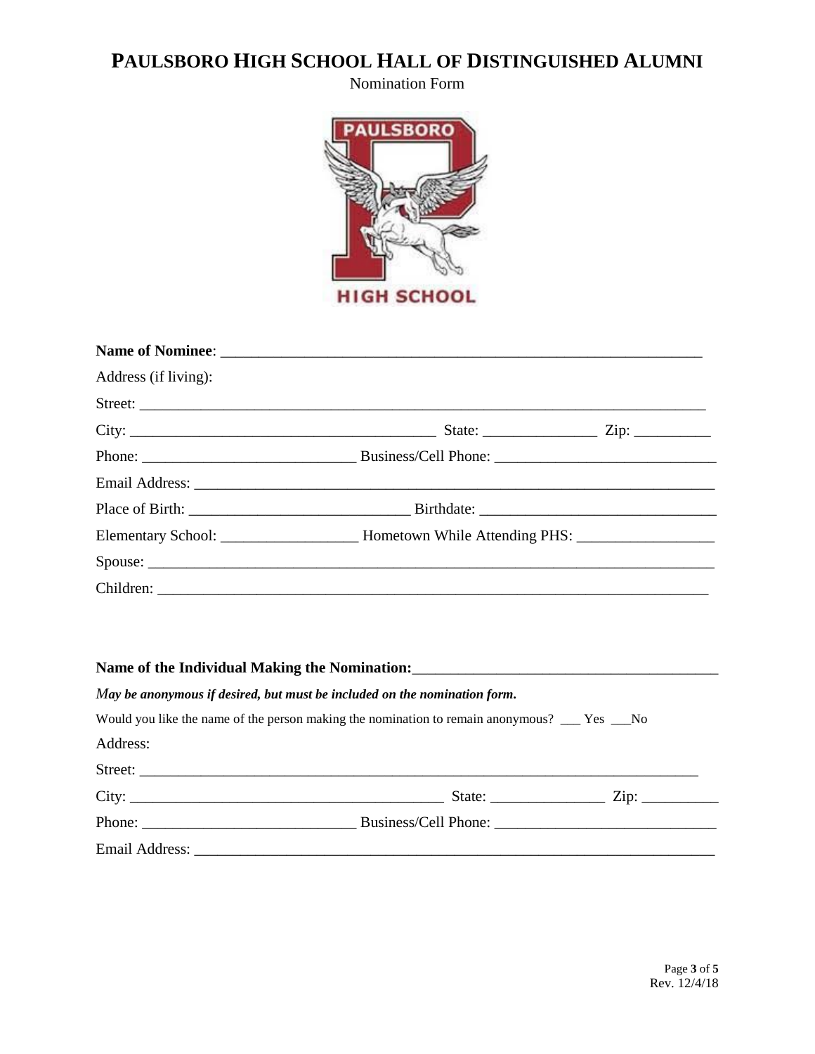# PAULSBORO HIGH SCHOOL HALL OF DISTINGUISHED ALUMNI

Nomination Form

**Name of Nominee**: ________________________________________________________________

Address (if living):

Street: ________________________________________________________________________

City: ______________________________________ State: ______________ Zip: __________

Phone: __________________________ Business/Cell Phone: ___________________________

Email Address: __________________________________________________________________

Place of Birth: __________________________ Birthdate: _____________________________

Elementary School: _________________ Hometown While Attending PHS: _________________

Spouse: ________________________________________________________________________

Children: _______________________________________________________________________

**Name of the Individual Making the Nomination:**_______________________________________

***May be anonymous if desired, but must be included on the nomination form.***

Would you like the name of the person making the nomination to remain anonymous? ___ Yes ___No

Address:

Street: ________________________________________________________________________

City: ______________________________________ State: ______________ Zip: __________

Phone: __________________________ Business/Cell Phone: ___________________________

Email Address: __________________________________________________________________

Rev. 12/4/18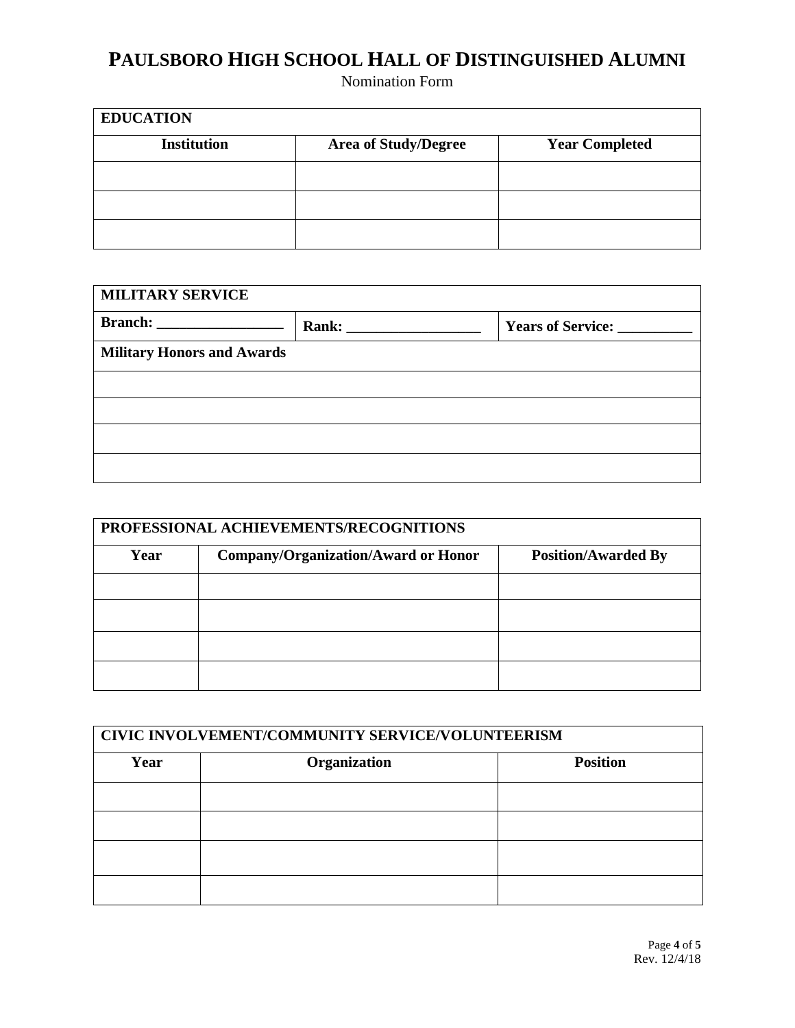# PAULSBORO HIGH SCHOOL HALL OF DISTINGUISHED ALUMNI

Nomination Form

| EDUCATION | | |
|---|---|---|
| **Institution** | **Area of Study/Degree** | **Year Completed** |
| | | |
| | | |
| | | |

| MILITARY SERVICE | | |
|---|---|---|
| **Branch: _________________** | **Rank: __________________** | **Years of Service: __________** |
| **Military Honors and Awards** | | |
| | | |
| | | |
| | | |
| | | |

| PROFESSIONAL ACHIEVEMENTS/RECOGNITIONS | | |
|---|---|---|
| **Year** | **Company/Organization/Award or Honor** | **Position/Awarded By** |
| | | |
| | | |
| | | |
| | | |

| CIVIC INVOLVEMENT/COMMUNITY SERVICE/VOLUNTEERISM | | |
|---|---|---|
| **Year** | **Organization** | **Position** |
| | | |
| | | |
| | | |
| | | |

Rev. 12/4/18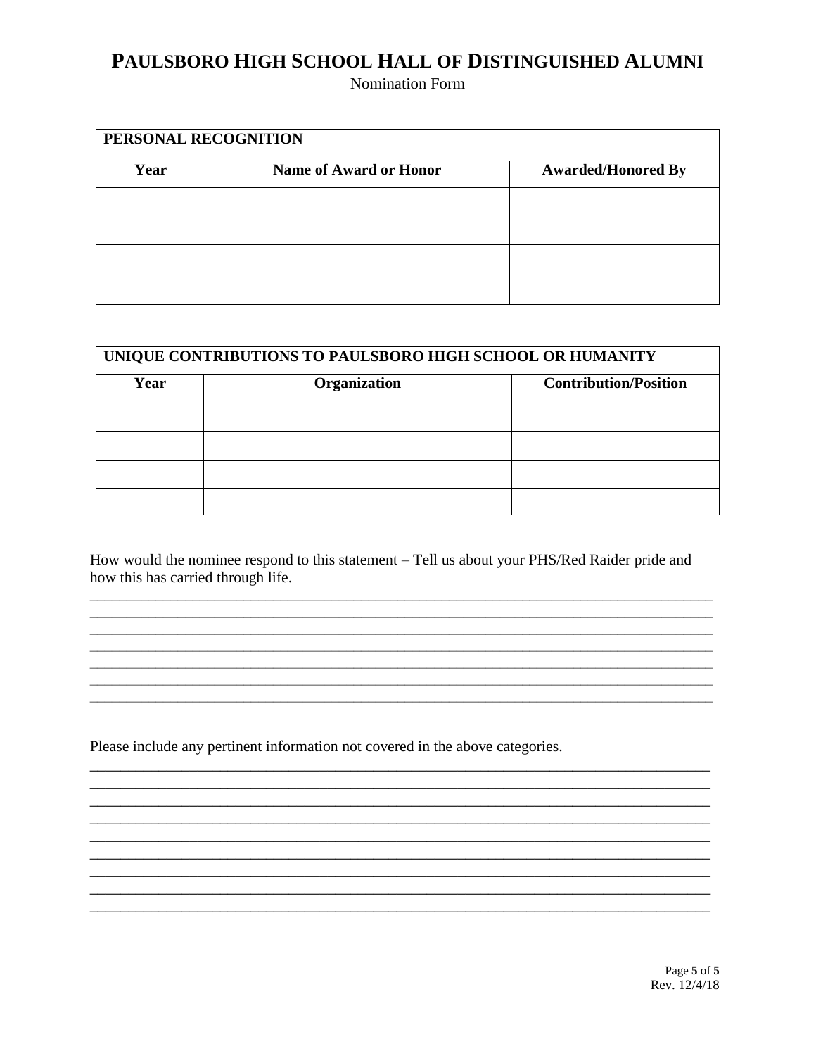# PAULSBORO HIGH SCHOOL HALL OF DISTINGUISHED ALUMNI

Nomination Form

| PERSONAL RECOGNITION | | |
| --- | --- | --- |
| **Year** | **Name of Award or Honor** | **Awarded/Honored By** |
| | | |
| | | |
| | | |
| | | |

| UNIQUE CONTRIBUTIONS TO PAULSBORO HIGH SCHOOL OR HUMANITY | | |
| --- | --- | --- |
| **Year** | **Organization** | **Contribution/Position** |
| | | |
| | | |
| | | |
| | | |

How would the nominee respond to this statement – Tell us about your PHS/Red Raider pride and how this has carried through life.

_______________________________________________________________________________
_______________________________________________________________________________
_______________________________________________________________________________
_______________________________________________________________________________
_______________________________________________________________________________
_______________________________________________________________________________
_______________________________________________________________________________

Please include any pertinent information not covered in the above categories.

_______________________________________________________________________________
_______________________________________________________________________________
_______________________________________________________________________________
_______________________________________________________________________________
_______________________________________________________________________________
_______________________________________________________________________________
_______________________________________________________________________________
_______________________________________________________________________________
_______________________________________________________________________________

Rev. 12/4/18